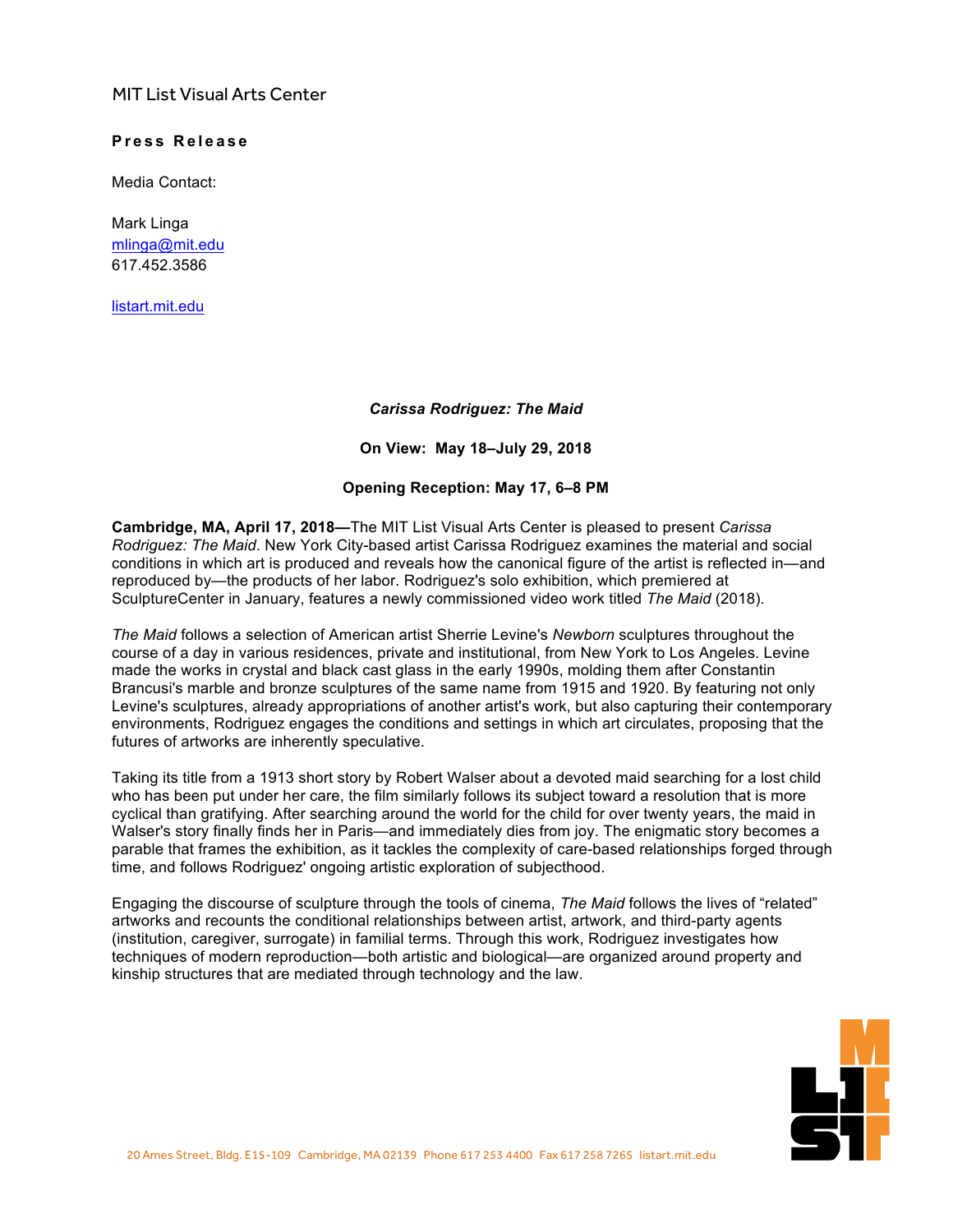MIT List Visual Arts Center

**Press Release**

Media Contact:

Mark Linga
mlinga@mit.edu
617.452.3586

listart.mit.edu

***Carissa Rodriguez: The Maid***

**On View: May 18–July 29, 2018**

**Opening Reception: May 17, 6–8 PM**

**Cambridge, MA, April 17, 2018—**The MIT List Visual Arts Center is pleased to present *Carissa Rodriguez: The Maid*. New York City-based artist Carissa Rodriguez examines the material and social conditions in which art is produced and reveals how the canonical figure of the artist is reflected in—and reproduced by—the products of her labor. Rodriguez's solo exhibition, which premiered at SculptureCenter in January, features a newly commissioned video work titled *The Maid* (2018).

*The Maid* follows a selection of American artist Sherrie Levine's *Newborn* sculptures throughout the course of a day in various residences, private and institutional, from New York to Los Angeles. Levine made the works in crystal and black cast glass in the early 1990s, molding them after Constantin Brancusi's marble and bronze sculptures of the same name from 1915 and 1920. By featuring not only Levine's sculptures, already appropriations of another artist's work, but also capturing their contemporary environments, Rodriguez engages the conditions and settings in which art circulates, proposing that the futures of artworks are inherently speculative.

Taking its title from a 1913 short story by Robert Walser about a devoted maid searching for a lost child who has been put under her care, the film similarly follows its subject toward a resolution that is more cyclical than gratifying. After searching around the world for the child for over twenty years, the maid in Walser's story finally finds her in Paris—and immediately dies from joy. The enigmatic story becomes a parable that frames the exhibition, as it tackles the complexity of care-based relationships forged through time, and follows Rodriguez' ongoing artistic exploration of subjecthood.

Engaging the discourse of sculpture through the tools of cinema, *The Maid* follows the lives of "related" artworks and recounts the conditional relationships between artist, artwork, and third-party agents (institution, caregiver, surrogate) in familial terms. Through this work, Rodriguez investigates how techniques of modern reproduction—both artistic and biological—are organized around property and kinship structures that are mediated through technology and the law.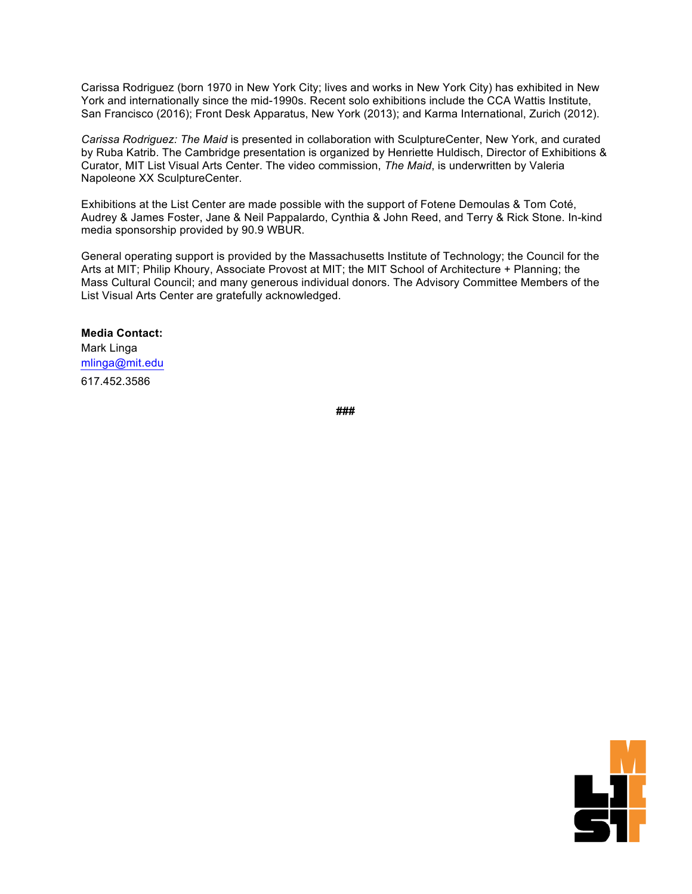Carissa Rodriguez (born 1970 in New York City; lives and works in New York City) has exhibited in New York and internationally since the mid-1990s. Recent solo exhibitions include the CCA Wattis Institute, San Francisco (2016); Front Desk Apparatus, New York (2013); and Karma International, Zurich (2012).

*Carissa Rodriguez: The Maid* is presented in collaboration with SculptureCenter, New York, and curated by Ruba Katrib. The Cambridge presentation is organized by Henriette Huldisch, Director of Exhibitions & Curator, MIT List Visual Arts Center. The video commission, *The Maid*, is underwritten by Valeria Napoleone XX SculptureCenter.

Exhibitions at the List Center are made possible with the support of Fotene Demoulas & Tom Coté, Audrey & James Foster, Jane & Neil Pappalardo, Cynthia & John Reed, and Terry & Rick Stone. In-kind media sponsorship provided by 90.9 WBUR.

General operating support is provided by the Massachusetts Institute of Technology; the Council for the Arts at MIT; Philip Khoury, Associate Provost at MIT; the MIT School of Architecture + Planning; the Mass Cultural Council; and many generous individual donors. The Advisory Committee Members of the List Visual Arts Center are gratefully acknowledged.

**Media Contact:**
Mark Linga
mlinga@mit.edu
617.452.3586

**###**